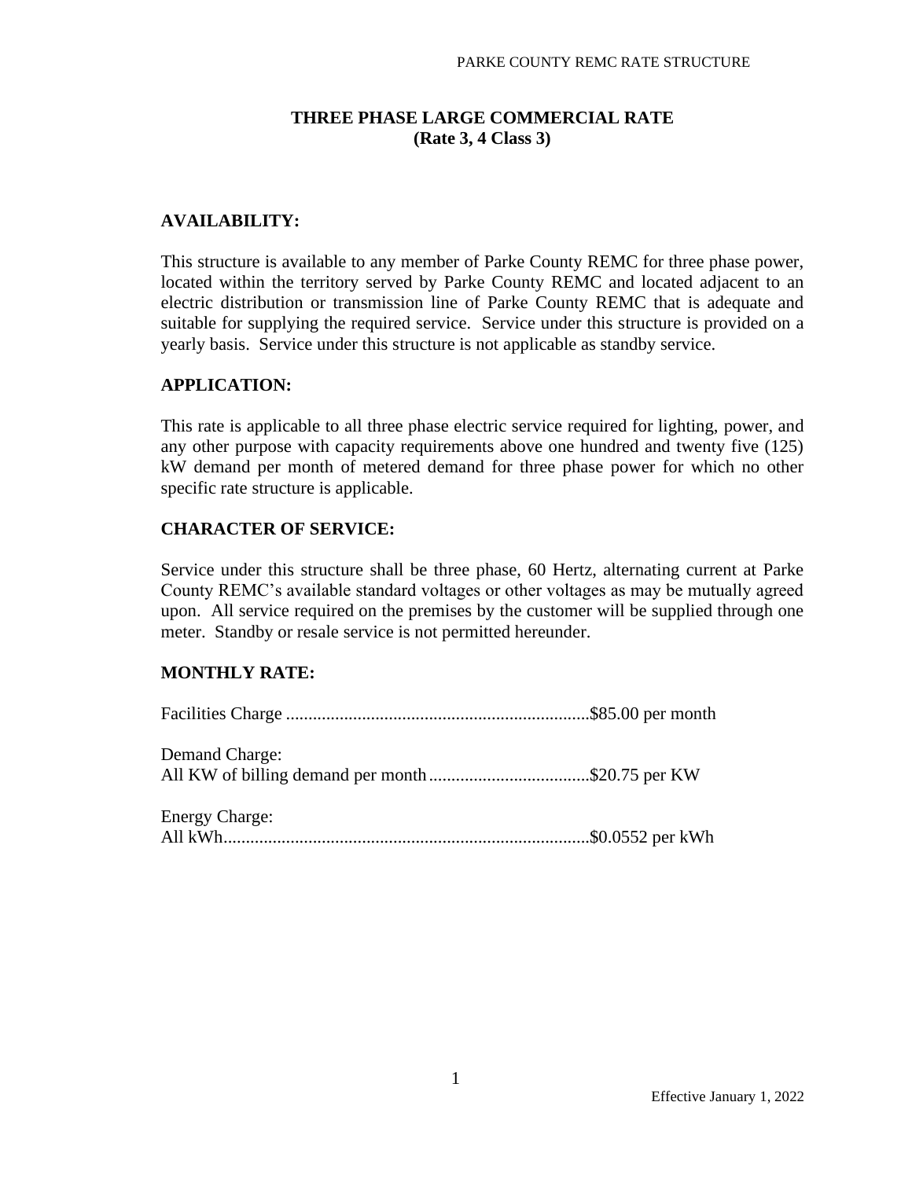# THREE PHASE LARGE COMMERCIAL RATE
## (Rate 3, 4 Class 3)

### AVAILABILITY:

This structure is available to any member of Parke County REMC for three phase power, located within the territory served by Parke County REMC and located adjacent to an electric distribution or transmission line of Parke County REMC that is adequate and suitable for supplying the required service. Service under this structure is provided on a yearly basis. Service under this structure is not applicable as standby service.

### APPLICATION:

This rate is applicable to all three phase electric service required for lighting, power, and any other purpose with capacity requirements above one hundred and twenty five (125) kW demand per month of metered demand for three phase power for which no other specific rate structure is applicable.

### CHARACTER OF SERVICE:

Service under this structure shall be three phase, 60 Hertz, alternating current at Parke County REMC's available standard voltages or other voltages as may be mutually agreed upon. All service required on the premises by the customer will be supplied through one meter. Standby or resale service is not permitted hereunder.

### MONTHLY RATE:

Facilities Charge ....................................................................$85.00 per month

Demand Charge:
All KW of billing demand per month....................................$20.75 per KW

Energy Charge:
All kWh..................................................................................$0.0552 per kWh

Effective January 1, 2022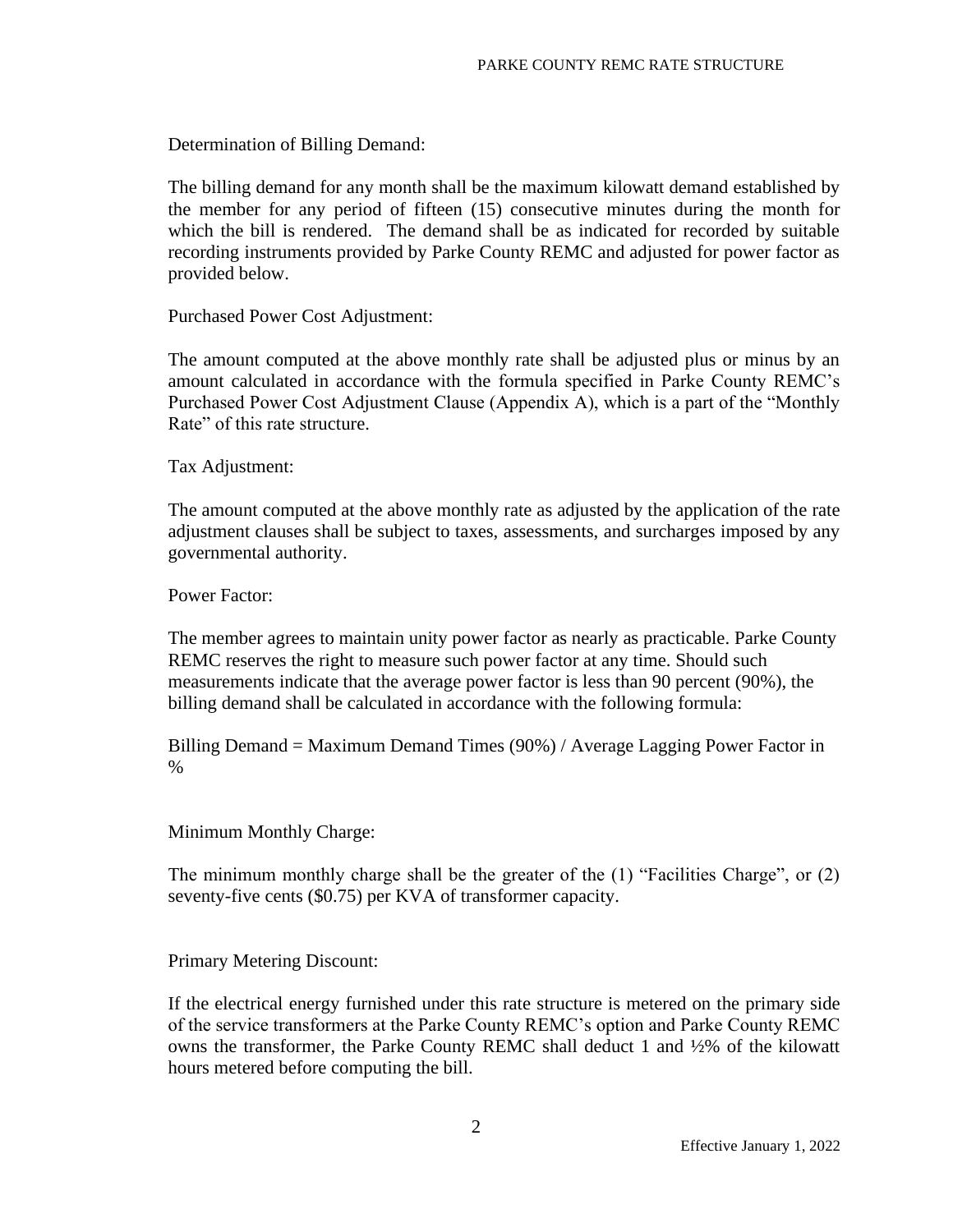Determination of Billing Demand:

The billing demand for any month shall be the maximum kilowatt demand established by the member for any period of fifteen (15) consecutive minutes during the month for which the bill is rendered. The demand shall be as indicated for recorded by suitable recording instruments provided by Parke County REMC and adjusted for power factor as provided below.

Purchased Power Cost Adjustment:

The amount computed at the above monthly rate shall be adjusted plus or minus by an amount calculated in accordance with the formula specified in Parke County REMC's Purchased Power Cost Adjustment Clause (Appendix A), which is a part of the "Monthly Rate" of this rate structure.

Tax Adjustment:

The amount computed at the above monthly rate as adjusted by the application of the rate adjustment clauses shall be subject to taxes, assessments, and surcharges imposed by any governmental authority.

Power Factor:

The member agrees to maintain unity power factor as nearly as practicable. Parke County REMC reserves the right to measure such power factor at any time. Should such measurements indicate that the average power factor is less than 90 percent (90%), the billing demand shall be calculated in accordance with the following formula:

Billing Demand = Maximum Demand Times (90%) / Average Lagging Power Factor in %

Minimum Monthly Charge:

The minimum monthly charge shall be the greater of the (1) "Facilities Charge", or (2) seventy-five cents ($0.75) per KVA of transformer capacity.

Primary Metering Discount:

If the electrical energy furnished under this rate structure is metered on the primary side of the service transformers at the Parke County REMC's option and Parke County REMC owns the transformer, the Parke County REMC shall deduct 1 and ½% of the kilowatt hours metered before computing the bill.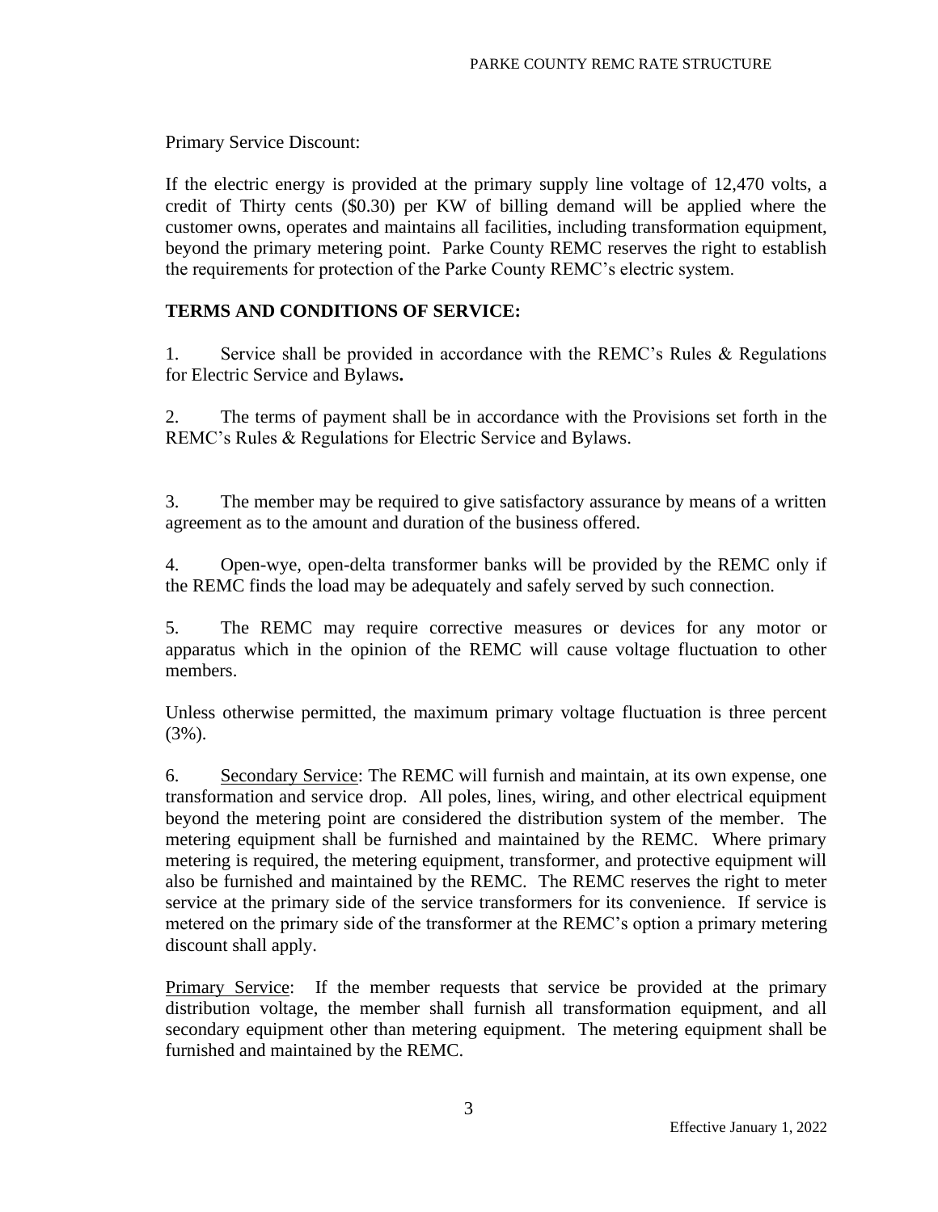Primary Service Discount:

If the electric energy is provided at the primary supply line voltage of 12,470 volts, a credit of Thirty cents ($0.30) per KW of billing demand will be applied where the customer owns, operates and maintains all facilities, including transformation equipment, beyond the primary metering point. Parke County REMC reserves the right to establish the requirements for protection of the Parke County REMC's electric system.

## TERMS AND CONDITIONS OF SERVICE:

1. Service shall be provided in accordance with the REMC's Rules & Regulations for Electric Service and Bylaws**.**

2. The terms of payment shall be in accordance with the Provisions set forth in the REMC's Rules & Regulations for Electric Service and Bylaws.

3. The member may be required to give satisfactory assurance by means of a written agreement as to the amount and duration of the business offered.

4. Open-wye, open-delta transformer banks will be provided by the REMC only if the REMC finds the load may be adequately and safely served by such connection.

5. The REMC may require corrective measures or devices for any motor or apparatus which in the opinion of the REMC will cause voltage fluctuation to other members.

Unless otherwise permitted, the maximum primary voltage fluctuation is three percent (3%).

6. Secondary Service: The REMC will furnish and maintain, at its own expense, one transformation and service drop. All poles, lines, wiring, and other electrical equipment beyond the metering point are considered the distribution system of the member. The metering equipment shall be furnished and maintained by the REMC. Where primary metering is required, the metering equipment, transformer, and protective equipment will also be furnished and maintained by the REMC. The REMC reserves the right to meter service at the primary side of the service transformers for its convenience. If service is metered on the primary side of the transformer at the REMC's option a primary metering discount shall apply.

Primary Service: If the member requests that service be provided at the primary distribution voltage, the member shall furnish all transformation equipment, and all secondary equipment other than metering equipment. The metering equipment shall be furnished and maintained by the REMC.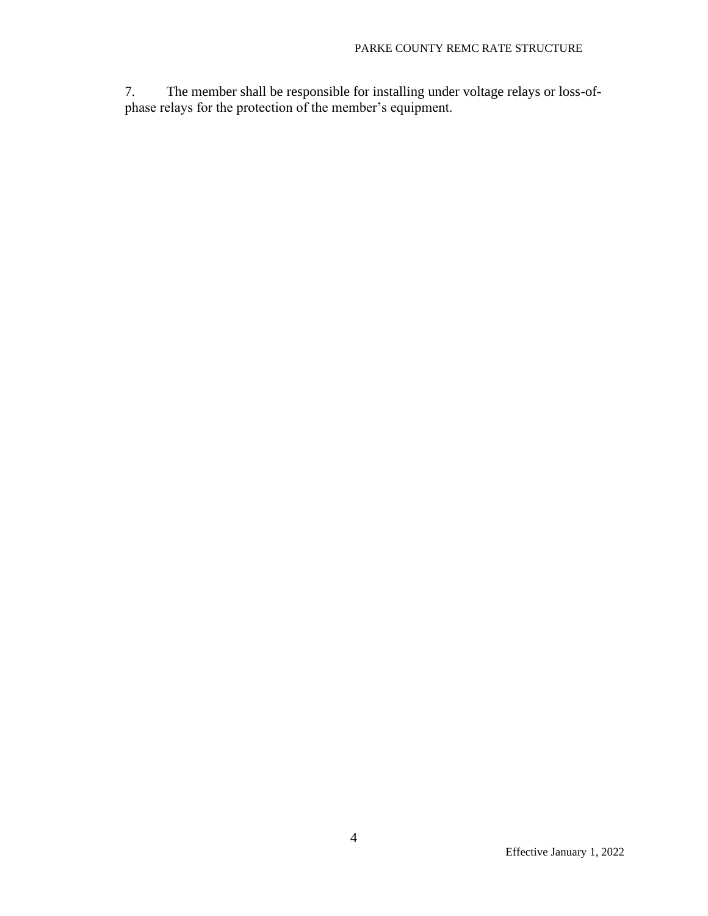7. The member shall be responsible for installing under voltage relays or loss-of-phase relays for the protection of the member's equipment.